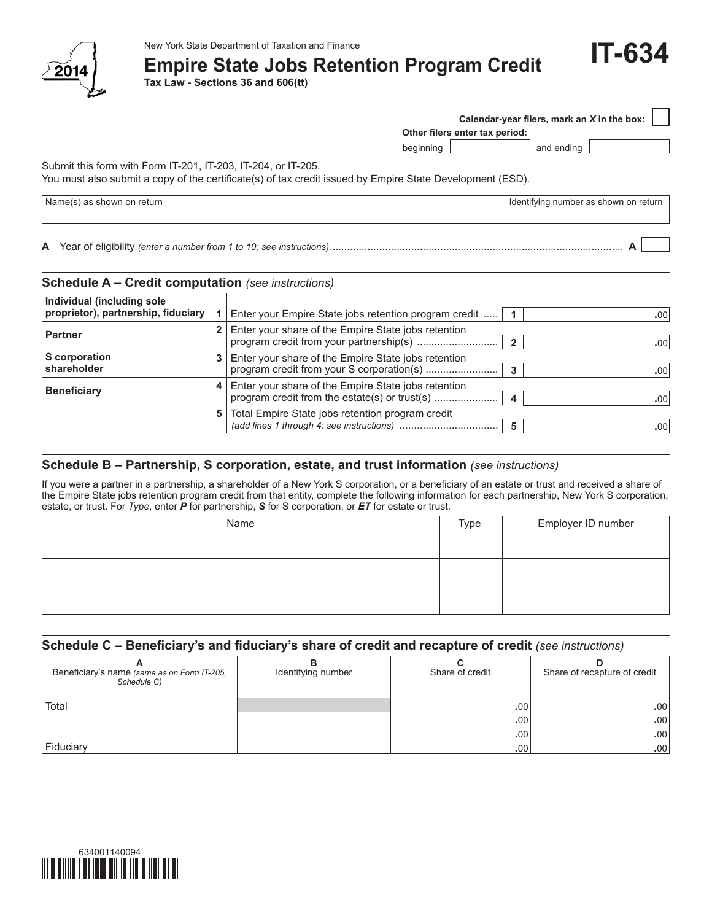New York State Department of Taxation and Finance

2014

# Empire State Jobs Retention Program Credit

**IT-634**

**Tax Law - Sections 36 and 606(tt)**

**Calendar-year filers, mark an *X* in the box:** ☐

**Other filers enter tax period:**

beginning ______ and ending ______

Submit this form with Form IT-201, IT-203, IT-204, or IT-205.
You must also submit a copy of the certificate(s) of tax credit issued by Empire State Development (ESD).

| Name(s) as shown on return | Identifying number as shown on return |
|---|---|
| | |

**A** Year of eligibility *(enter a number from 1 to 10; see instructions)* .......... **A** ______

## Schedule A – Credit computation *(see instructions)*

| | | | | |
|---|---|---|---|---|
| **Individual (including sole proprietor), partnership, fiduciary** | **1** | Enter your Empire State jobs retention program credit ..... | **1** | .00 |
| **Partner** | **2** | Enter your share of the Empire State jobs retention program credit from your partnership(s) .......... | **2** | .00 |
| **S corporation shareholder** | **3** | Enter your share of the Empire State jobs retention program credit from your S corporation(s) .......... | **3** | .00 |
| **Beneficiary** | **4** | Enter your share of the Empire State jobs retention program credit from the estate(s) or trust(s) .......... | **4** | .00 |
| | **5** | Total Empire State jobs retention program credit *(add lines 1 through 4; see instructions)* .......... | **5** | .00 |

## Schedule B – Partnership, S corporation, estate, and trust information *(see instructions)*

If you were a partner in a partnership, a shareholder of a New York S corporation, or a beneficiary of an estate or trust and received a share of the Empire State jobs retention program credit from that entity, complete the following information for each partnership, New York S corporation, estate, or trust. For *Type*, enter ***P*** for partnership, ***S*** for S corporation, or ***ET*** for estate or trust.

| Name | Type | Employer ID number |
|---|---|---|
| | | |
| | | |
| | | |

## Schedule C – Beneficiary's and fiduciary's share of credit and recapture of credit *(see instructions)*

| **A** Beneficiary's name *(same as on Form IT-205, Schedule C)* | **B** Identifying number | **C** Share of credit | **D** Share of recapture of credit |
|---|---|---|---|
| Total | | .00 | .00 |
| | | .00 | .00 |
| | | .00 | .00 |
| Fiduciary | | .00 | .00 |

634001140094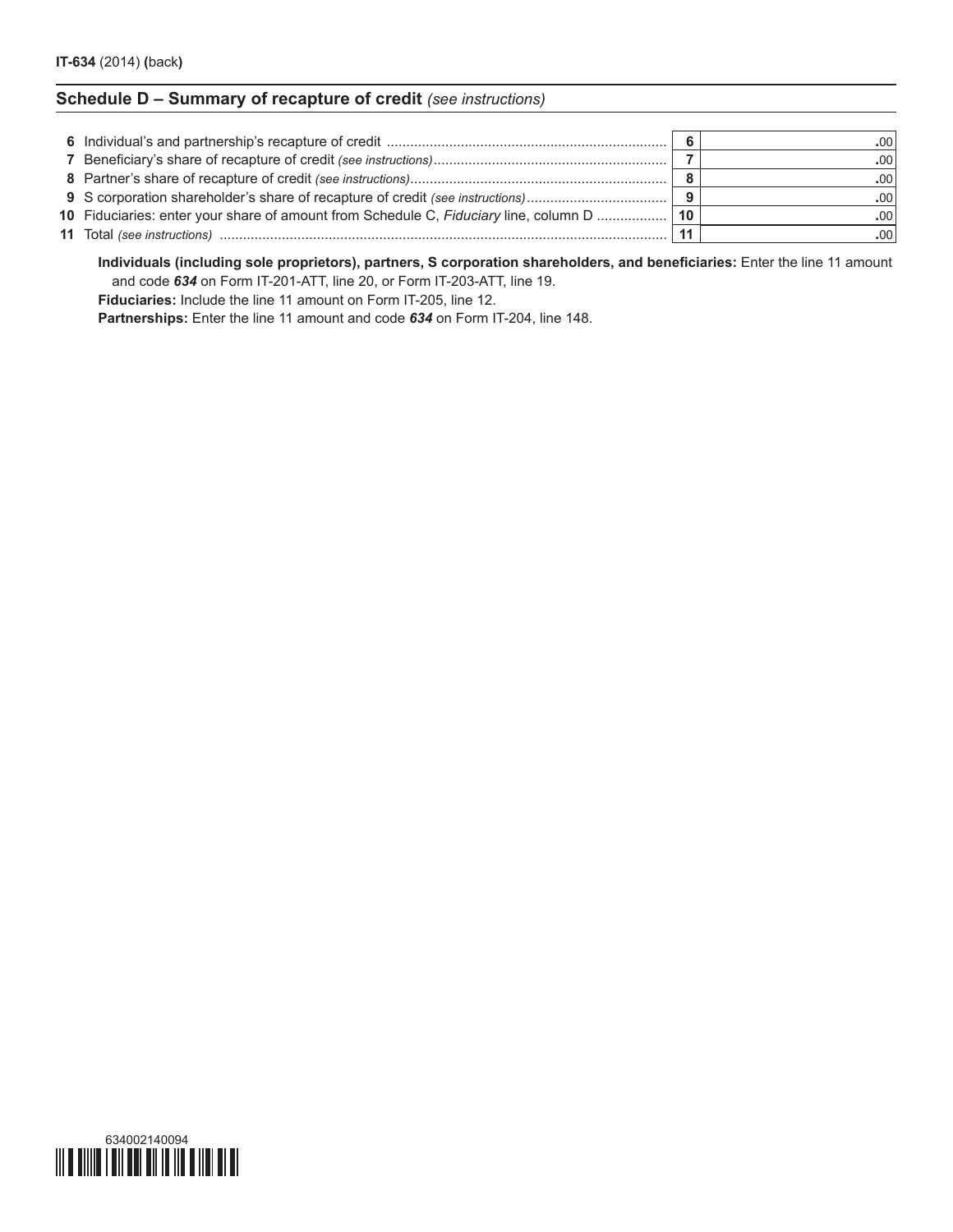## Schedule D – Summary of recapture of credit *(see instructions)*

| | | |
|---|---|---|
| **6** Individual's and partnership's recapture of credit | **6** | .00 |
| **7** Beneficiary's share of recapture of credit *(see instructions)* | **7** | .00 |
| **8** Partner's share of recapture of credit *(see instructions)* | **8** | .00 |
| **9** S corporation shareholder's share of recapture of credit *(see instructions)* | **9** | .00 |
| **10** Fiduciaries: enter your share of amount from Schedule C, *Fiduciary* line, column D | **10** | .00 |
| **11** Total *(see instructions)* | **11** | .00 |

**Individuals (including sole proprietors), partners, S corporation shareholders, and beneficiaries:** Enter the line 11 amount and code ***634*** on Form IT-201-ATT, line 20, or Form IT-203-ATT, line 19.

**Fiduciaries:** Include the line 11 amount on Form IT-205, line 12.

**Partnerships:** Enter the line 11 amount and code ***634*** on Form IT-204, line 148.

634002140094